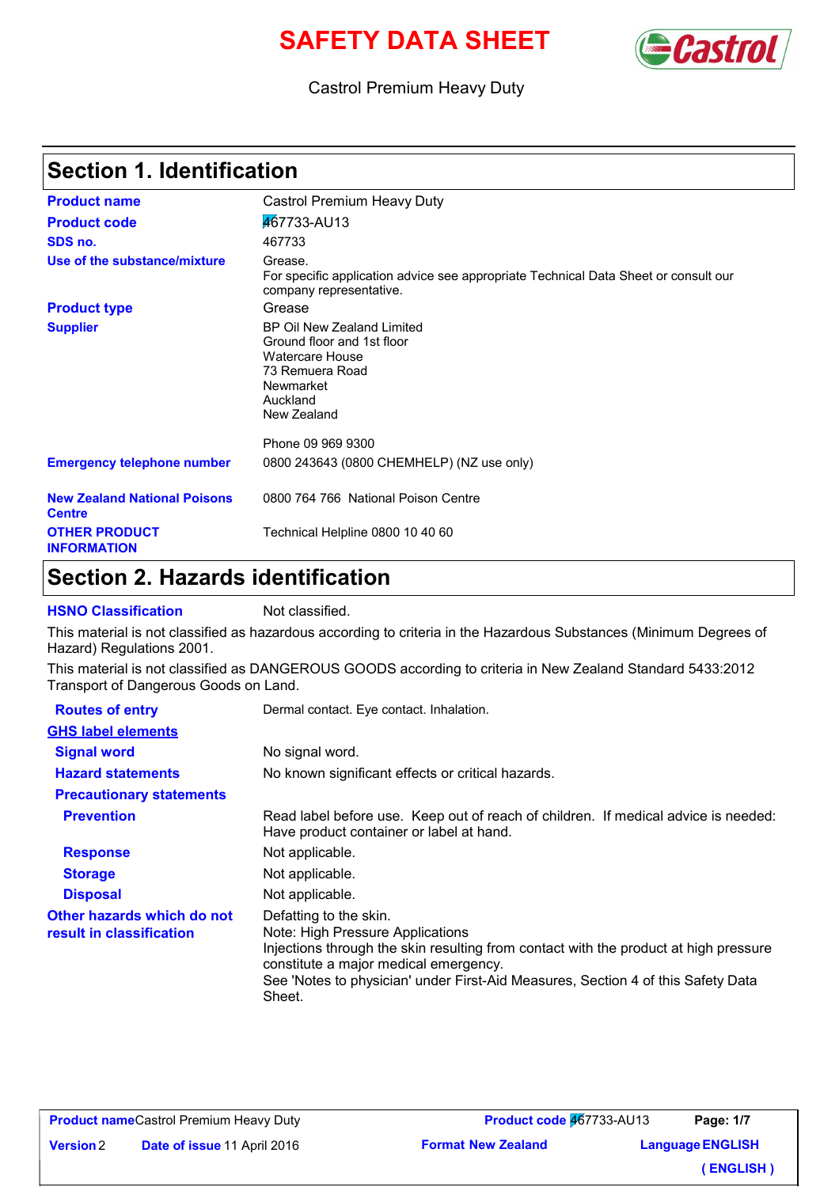# SAFETY DATA SHEET

Castrol Premium Heavy Duty

## Section 1. Identification

| | |
|---|---|
| **Product name** | Castrol Premium Heavy Duty |
| **Product code** | 467733-AU13 |
| **SDS no.** | 467733 |
| **Use of the substance/mixture** | Grease.<br>For specific application advice see appropriate Technical Data Sheet or consult our company representative. |
| **Product type** | Grease |
| **Supplier** | BP Oil New Zealand Limited<br>Ground floor and 1st floor<br>Watercare House<br>73 Remuera Road<br>Newmarket<br>Auckland<br>New Zealand<br><br>Phone 09 969 9300 |
| **Emergency telephone number** | 0800 243643 (0800 CHEMHELP) (NZ use only) |
| **New Zealand National Poisons Centre** | 0800 764 766 National Poison Centre |
| **OTHER PRODUCT INFORMATION** | Technical Helpline 0800 10 40 60 |

## Section 2. Hazards identification

**HSNO Classification** Not classified.

This material is not classified as hazardous according to criteria in the Hazardous Substances (Minimum Degrees of Hazard) Regulations 2001.

This material is not classified as DANGEROUS GOODS according to criteria in New Zealand Standard 5433:2012 Transport of Dangerous Goods on Land.

| | |
|---|---|
| **Routes of entry** | Dermal contact. Eye contact. Inhalation. |
| **GHS label elements** | |
| **Signal word** | No signal word. |
| **Hazard statements** | No known significant effects or critical hazards. |
| **Precautionary statements** | |
| **Prevention** | Read label before use. Keep out of reach of children. If medical advice is needed: Have product container or label at hand. |
| **Response** | Not applicable. |
| **Storage** | Not applicable. |
| **Disposal** | Not applicable. |
| **Other hazards which do not result in classification** | Defatting to the skin.<br>Note: High Pressure Applications<br>Injections through the skin resulting from contact with the product at high pressure constitute a major medical emergency.<br>See 'Notes to physician' under First-Aid Measures, Section 4 of this Safety Data Sheet. |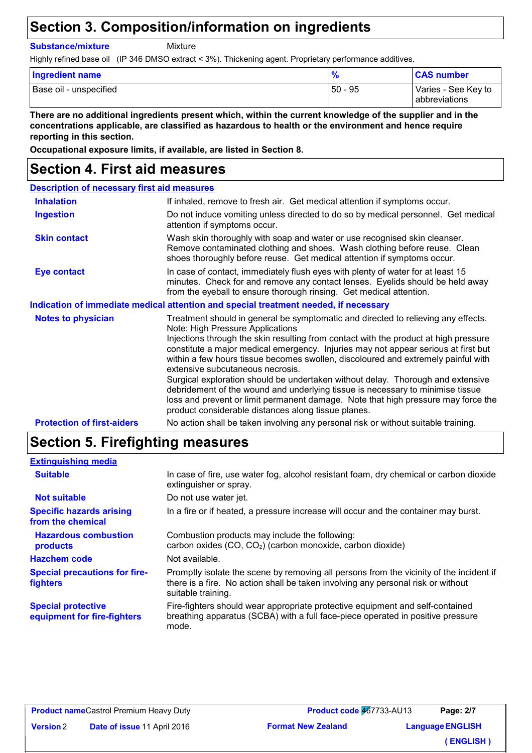## Section 3. Composition/information on ingredients

**Substance/mixture** Mixture

Highly refined base oil (IP 346 DMSO extract < 3%). Thickening agent. Proprietary performance additives.

| Ingredient name | % | CAS number |
|---|---|---|
| Base oil - unspecified | 50 - 95 | Varies - See Key to abbreviations |

**There are no additional ingredients present which, within the current knowledge of the supplier and in the concentrations applicable, are classified as hazardous to health or the environment and hence require reporting in this section.**

**Occupational exposure limits, if available, are listed in Section 8.**

## Section 4. First aid measures

### Description of necessary first aid measures

**Inhalation**: If inhaled, remove to fresh air. Get medical attention if symptoms occur.

**Ingestion**: Do not induce vomiting unless directed to do so by medical personnel. Get medical attention if symptoms occur.

**Skin contact**: Wash skin thoroughly with soap and water or use recognised skin cleanser. Remove contaminated clothing and shoes. Wash clothing before reuse. Clean shoes thoroughly before reuse. Get medical attention if symptoms occur.

**Eye contact**: In case of contact, immediately flush eyes with plenty of water for at least 15 minutes. Check for and remove any contact lenses. Eyelids should be held away from the eyeball to ensure thorough rinsing. Get medical attention.

### Indication of immediate medical attention and special treatment needed, if necessary

**Notes to physician**: Treatment should in general be symptomatic and directed to relieving any effects.
Note: High Pressure Applications
Injections through the skin resulting from contact with the product at high pressure constitute a major medical emergency. Injuries may not appear serious at first but within a few hours tissue becomes swollen, discoloured and extremely painful with extensive subcutaneous necrosis.
Surgical exploration should be undertaken without delay. Thorough and extensive debridement of the wound and underlying tissue is necessary to minimise tissue loss and prevent or limit permanent damage. Note that high pressure may force the product considerable distances along tissue planes.

**Protection of first-aiders**: No action shall be taken involving any personal risk or without suitable training.

## Section 5. Firefighting measures

### Extinguishing media

**Suitable**: In case of fire, use water fog, alcohol resistant foam, dry chemical or carbon dioxide extinguisher or spray.

**Not suitable**: Do not use water jet.

**Specific hazards arising from the chemical**: In a fire or if heated, a pressure increase will occur and the container may burst.

**Hazardous combustion products**: Combustion products may include the following:
carbon oxides (CO, $CO_2$) (carbon monoxide, carbon dioxide)

**Hazchem code**: Not available.

**Special precautions for fire-fighters**: Promptly isolate the scene by removing all persons from the vicinity of the incident if there is a fire. No action shall be taken involving any personal risk or without suitable training.

**Special protective equipment for fire-fighters**: Fire-fighters should wear appropriate protective equipment and self-contained breathing apparatus (SCBA) with a full face-piece operated in positive pressure mode.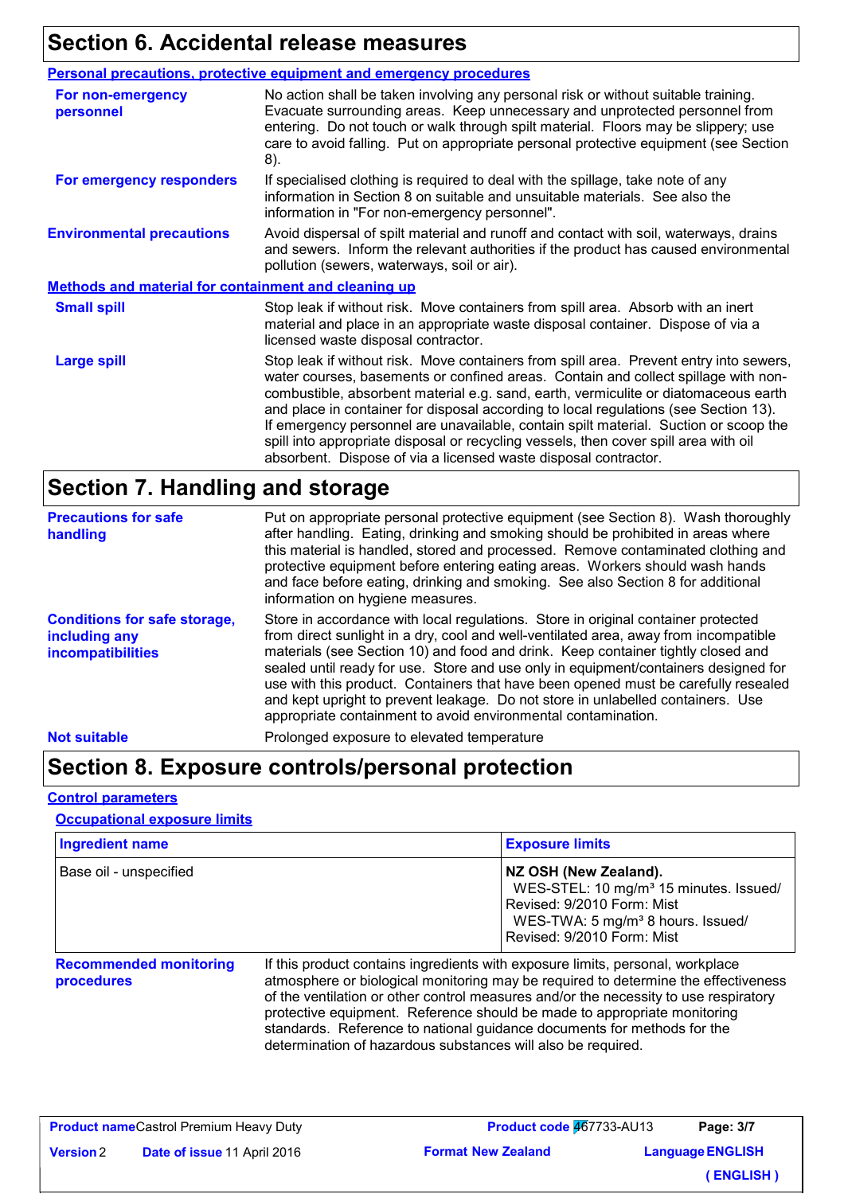## Section 6. Accidental release measures

**Personal precautions, protective equipment and emergency procedures**

**For non-emergency personnel**

No action shall be taken involving any personal risk or without suitable training. Evacuate surrounding areas. Keep unnecessary and unprotected personnel from entering. Do not touch or walk through spilt material. Floors may be slippery; use care to avoid falling. Put on appropriate personal protective equipment (see Section 8).

**For emergency responders**

If specialised clothing is required to deal with the spillage, take note of any information in Section 8 on suitable and unsuitable materials. See also the information in "For non-emergency personnel".

**Environmental precautions**

Avoid dispersal of spilt material and runoff and contact with soil, waterways, drains and sewers. Inform the relevant authorities if the product has caused environmental pollution (sewers, waterways, soil or air).

**Methods and material for containment and cleaning up**

**Small spill**

Stop leak if without risk. Move containers from spill area. Absorb with an inert material and place in an appropriate waste disposal container. Dispose of via a licensed waste disposal contractor.

**Large spill**

Stop leak if without risk. Move containers from spill area. Prevent entry into sewers, water courses, basements or confined areas. Contain and collect spillage with non-combustible, absorbent material e.g. sand, earth, vermiculite or diatomaceous earth and place in container for disposal according to local regulations (see Section 13). If emergency personnel are unavailable, contain spilt material. Suction or scoop the spill into appropriate disposal or recycling vessels, then cover spill area with oil absorbent. Dispose of via a licensed waste disposal contractor.

## Section 7. Handling and storage

**Precautions for safe handling**

Put on appropriate personal protective equipment (see Section 8). Wash thoroughly after handling. Eating, drinking and smoking should be prohibited in areas where this material is handled, stored and processed. Remove contaminated clothing and protective equipment before entering eating areas. Workers should wash hands and face before eating, drinking and smoking. See also Section 8 for additional information on hygiene measures.

**Conditions for safe storage, including any incompatibilities**

Store in accordance with local regulations. Store in original container protected from direct sunlight in a dry, cool and well-ventilated area, away from incompatible materials (see Section 10) and food and drink. Keep container tightly closed and sealed until ready for use. Store and use only in equipment/containers designed for use with this product. Containers that have been opened must be carefully resealed and kept upright to prevent leakage. Do not store in unlabelled containers. Use appropriate containment to avoid environmental contamination.

**Not suitable**

Prolonged exposure to elevated temperature

## Section 8. Exposure controls/personal protection

**Control parameters**

**Occupational exposure limits**

| Ingredient name | Exposure limits |
|---|---|
| Base oil - unspecified | **NZ OSH (New Zealand).**<br>WES-STEL: 10 mg/m³ 15 minutes. Issued/ Revised: 9/2010 Form: Mist<br>WES-TWA: 5 mg/m³ 8 hours. Issued/ Revised: 9/2010 Form: Mist |

**Recommended monitoring procedures**

If this product contains ingredients with exposure limits, personal, workplace atmosphere or biological monitoring may be required to determine the effectiveness of the ventilation or other control measures and/or the necessity to use respiratory protective equipment. Reference should be made to appropriate monitoring standards. Reference to national guidance documents for methods for the determination of hazardous substances will also be required.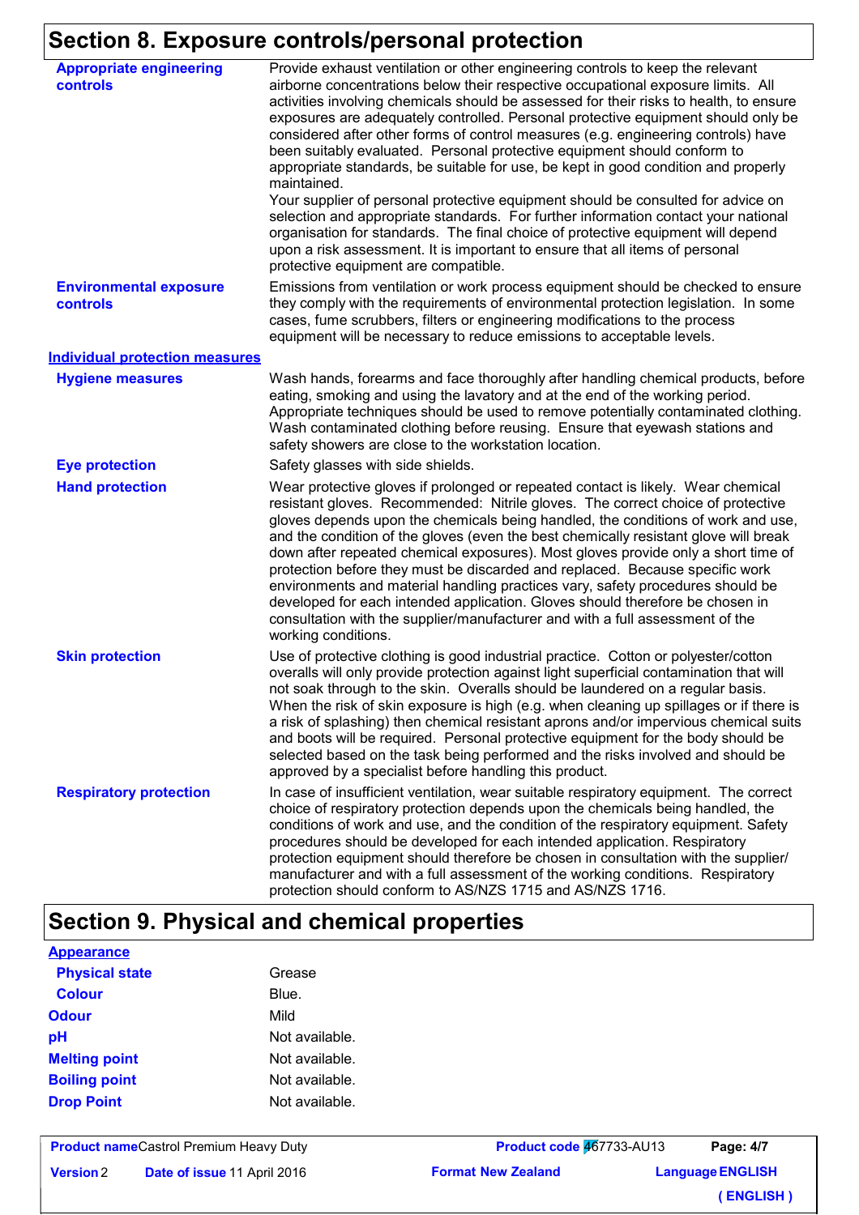# Section 8. Exposure controls/personal protection

**Appropriate engineering controls**

Provide exhaust ventilation or other engineering controls to keep the relevant airborne concentrations below their respective occupational exposure limits. All activities involving chemicals should be assessed for their risks to health, to ensure exposures are adequately controlled. Personal protective equipment should only be considered after other forms of control measures (e.g. engineering controls) have been suitably evaluated. Personal protective equipment should conform to appropriate standards, be suitable for use, be kept in good condition and properly maintained.
Your supplier of personal protective equipment should be consulted for advice on selection and appropriate standards. For further information contact your national organisation for standards. The final choice of protective equipment will depend upon a risk assessment. It is important to ensure that all items of personal protective equipment are compatible.

**Environmental exposure controls**

Emissions from ventilation or work process equipment should be checked to ensure they comply with the requirements of environmental protection legislation. In some cases, fume scrubbers, filters or engineering modifications to the process equipment will be necessary to reduce emissions to acceptable levels.

## Individual protection measures

**Hygiene measures**

Wash hands, forearms and face thoroughly after handling chemical products, before eating, smoking and using the lavatory and at the end of the working period. Appropriate techniques should be used to remove potentially contaminated clothing. Wash contaminated clothing before reusing. Ensure that eyewash stations and safety showers are close to the workstation location.

**Eye protection**

Safety glasses with side shields.

**Hand protection**

Wear protective gloves if prolonged or repeated contact is likely. Wear chemical resistant gloves. Recommended: Nitrile gloves. The correct choice of protective gloves depends upon the chemicals being handled, the conditions of work and use, and the condition of the gloves (even the best chemically resistant glove will break down after repeated chemical exposures). Most gloves provide only a short time of protection before they must be discarded and replaced. Because specific work environments and material handling practices vary, safety procedures should be developed for each intended application. Gloves should therefore be chosen in consultation with the supplier/manufacturer and with a full assessment of the working conditions.

**Skin protection**

Use of protective clothing is good industrial practice. Cotton or polyester/cotton overalls will only provide protection against light superficial contamination that will not soak through to the skin. Overalls should be laundered on a regular basis. When the risk of skin exposure is high (e.g. when cleaning up spillages or if there is a risk of splashing) then chemical resistant aprons and/or impervious chemical suits and boots will be required. Personal protective equipment for the body should be selected based on the task being performed and the risks involved and should be approved by a specialist before handling this product.

**Respiratory protection**

In case of insufficient ventilation, wear suitable respiratory equipment. The correct choice of respiratory protection depends upon the chemicals being handled, the conditions of work and use, and the condition of the respiratory equipment. Safety procedures should be developed for each intended application. Respiratory protection equipment should therefore be chosen in consultation with the supplier/ manufacturer and with a full assessment of the working conditions. Respiratory protection should conform to AS/NZS 1715 and AS/NZS 1716.

# Section 9. Physical and chemical properties

## Appearance

| Property | Value |
|---|---|
| Physical state | Grease |
| Colour | Blue. |
| Odour | Mild |
| pH | Not available. |
| Melting point | Not available. |
| Boiling point | Not available. |
| Drop Point | Not available. |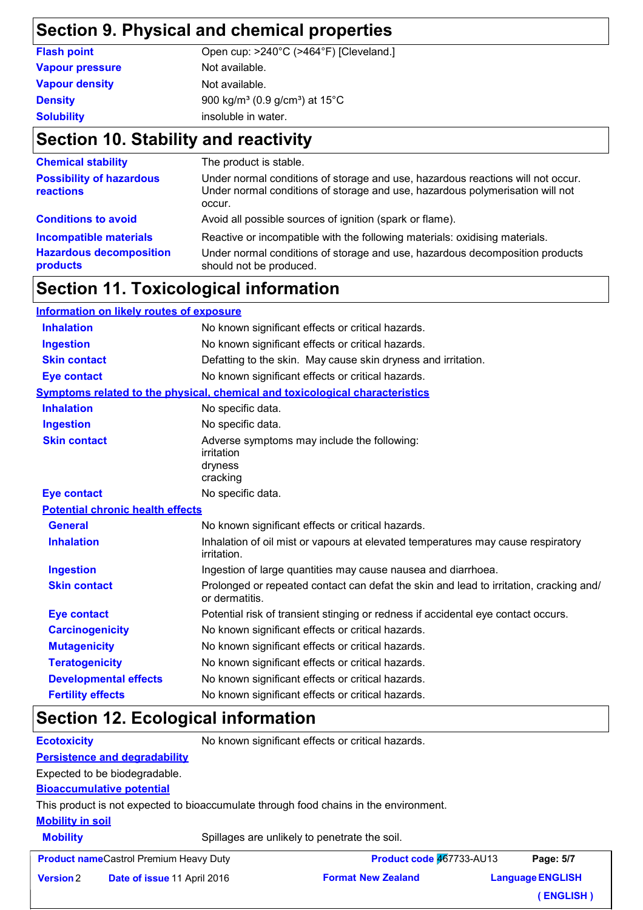## Section 9. Physical and chemical properties

| | |
|---|---|
| **Flash point** | Open cup: >240°C (>464°F) [Cleveland.] |
| **Vapour pressure** | Not available. |
| **Vapour density** | Not available. |
| **Density** | 900 kg/m³ (0.9 g/cm³) at 15°C |
| **Solubility** | insoluble in water. |

## Section 10. Stability and reactivity

| | |
|---|---|
| **Chemical stability** | The product is stable. |
| **Possibility of hazardous reactions** | Under normal conditions of storage and use, hazardous reactions will not occur. Under normal conditions of storage and use, hazardous polymerisation will not occur. |
| **Conditions to avoid** | Avoid all possible sources of ignition (spark or flame). |
| **Incompatible materials** | Reactive or incompatible with the following materials: oxidising materials. |
| **Hazardous decomposition products** | Under normal conditions of storage and use, hazardous decomposition products should not be produced. |

## Section 11. Toxicological information

### Information on likely routes of exposure

| | |
|---|---|
| **Inhalation** | No known significant effects or critical hazards. |
| **Ingestion** | No known significant effects or critical hazards. |
| **Skin contact** | Defatting to the skin. May cause skin dryness and irritation. |
| **Eye contact** | No known significant effects or critical hazards. |

### Symptoms related to the physical, chemical and toxicological characteristics

| | |
|---|---|
| **Inhalation** | No specific data. |
| **Ingestion** | No specific data. |
| **Skin contact** | Adverse symptoms may include the following: irritation dryness cracking |
| **Eye contact** | No specific data. |

### Potential chronic health effects

| | |
|---|---|
| **General** | No known significant effects or critical hazards. |
| **Inhalation** | Inhalation of oil mist or vapours at elevated temperatures may cause respiratory irritation. |
| **Ingestion** | Ingestion of large quantities may cause nausea and diarrhoea. |
| **Skin contact** | Prolonged or repeated contact can defat the skin and lead to irritation, cracking and/or dermatitis. |
| **Eye contact** | Potential risk of transient stinging or redness if accidental eye contact occurs. |
| **Carcinogenicity** | No known significant effects or critical hazards. |
| **Mutagenicity** | No known significant effects or critical hazards. |
| **Teratogenicity** | No known significant effects or critical hazards. |
| **Developmental effects** | No known significant effects or critical hazards. |
| **Fertility effects** | No known significant effects or critical hazards. |

## Section 12. Ecological information

**Ecotoxicity** No known significant effects or critical hazards.

### Persistence and degradability

Expected to be biodegradable.

### Bioaccumulative potential

This product is not expected to bioaccumulate through food chains in the environment.

### Mobility in soil

**Mobility** Spillages are unlikely to penetrate the soil.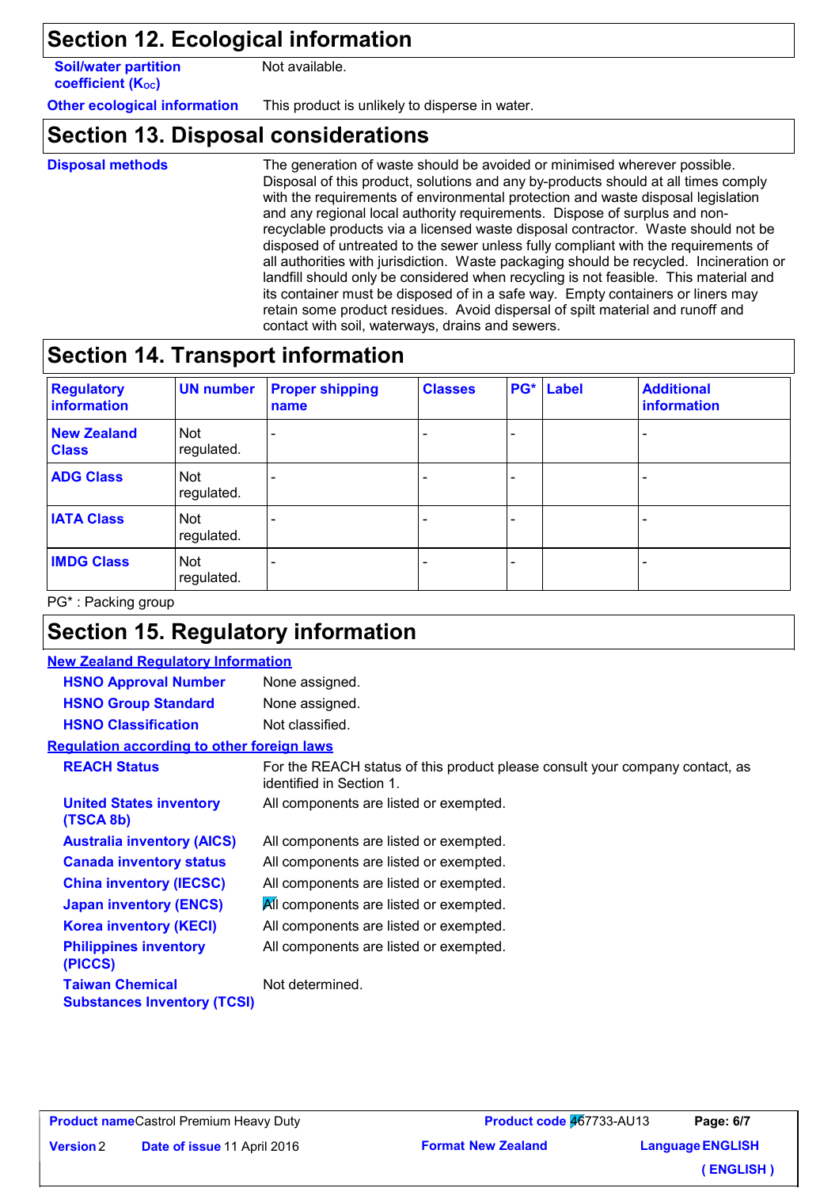## Section 12. Ecological information

**Soil/water partition coefficient ($K_{OC}$)** Not available.

**Other ecological information** This product is unlikely to disperse in water.

## Section 13. Disposal considerations

**Disposal methods** The generation of waste should be avoided or minimised wherever possible. Disposal of this product, solutions and any by-products should at all times comply with the requirements of environmental protection and waste disposal legislation and any regional local authority requirements. Dispose of surplus and non-recyclable products via a licensed waste disposal contractor. Waste should not be disposed of untreated to the sewer unless fully compliant with the requirements of all authorities with jurisdiction. Waste packaging should be recycled. Incineration or landfill should only be considered when recycling is not feasible. This material and its container must be disposed of in a safe way. Empty containers or liners may retain some product residues. Avoid dispersal of spilt material and runoff and contact with soil, waterways, drains and sewers.

## Section 14. Transport information

| Regulatory information | UN number | Proper shipping name | Classes | PG* | Label | Additional information |
|---|---|---|---|---|---|---|
| New Zealand Class | Not regulated. | - | - | - | | - |
| ADG Class | Not regulated. | - | - | - | | - |
| IATA Class | Not regulated. | - | - | - | | - |
| IMDG Class | Not regulated. | - | - | - | | - |

PG* : Packing group

## Section 15. Regulatory information

**New Zealand Regulatory Information**

**HSNO Approval Number** None assigned.

**HSNO Group Standard** None assigned.

**HSNO Classification** Not classified.

**Regulation according to other foreign laws**

**REACH Status** For the REACH status of this product please consult your company contact, as identified in Section 1.

**United States inventory (TSCA 8b)** All components are listed or exempted.

**Australia inventory (AICS)** All components are listed or exempted.

**Canada inventory status** All components are listed or exempted.

**China inventory (IECSC)** All components are listed or exempted.

**Japan inventory (ENCS)** All components are listed or exempted.

**Korea inventory (KECI)** All components are listed or exempted.

**Philippines inventory (PICCS)** All components are listed or exempted.

**Taiwan Chemical Substances Inventory (TCSI)** Not determined.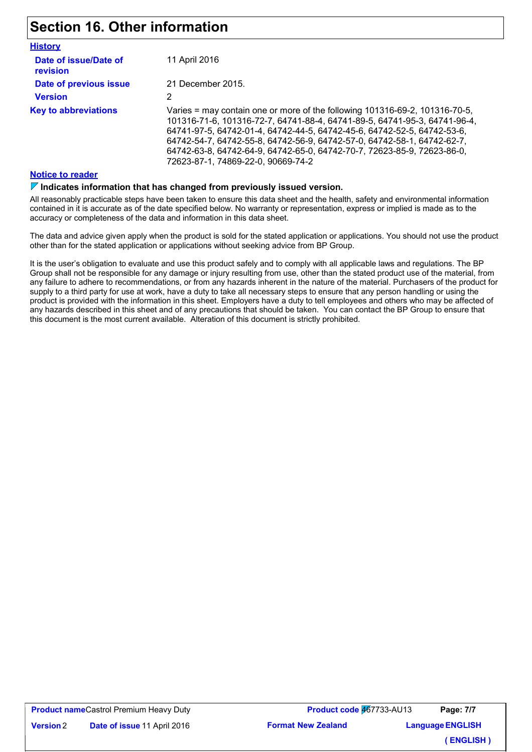## Section 16. Other information

**History**

| | |
|---|---|
| **Date of issue/Date of revision** | 11 April 2016 |
| **Date of previous issue** | 21 December 2015. |
| **Version** | 2 |
| **Key to abbreviations** | Varies = may contain one or more of the following 101316-69-2, 101316-70-5, 101316-71-6, 101316-72-7, 64741-88-4, 64741-89-5, 64741-95-3, 64741-96-4, 64741-97-5, 64742-01-4, 64742-44-5, 64742-45-6, 64742-52-5, 64742-53-6, 64742-54-7, 64742-55-8, 64742-56-9, 64742-57-0, 64742-58-1, 64742-62-7, 64742-63-8, 64742-64-9, 64742-65-0, 64742-70-7, 72623-85-9, 72623-86-0, 72623-87-1, 74869-22-0, 90669-74-2 |

**Notice to reader**

**Indicates information that has changed from previously issued version.**

All reasonably practicable steps have been taken to ensure this data sheet and the health, safety and environmental information contained in it is accurate as of the date specified below. No warranty or representation, express or implied is made as to the accuracy or completeness of the data and information in this data sheet.

The data and advice given apply when the product is sold for the stated application or applications. You should not use the product other than for the stated application or applications without seeking advice from BP Group.

It is the user's obligation to evaluate and use this product safely and to comply with all applicable laws and regulations. The BP Group shall not be responsible for any damage or injury resulting from use, other than the stated product use of the material, from any failure to adhere to recommendations, or from any hazards inherent in the nature of the material. Purchasers of the product for supply to a third party for use at work, have a duty to take all necessary steps to ensure that any person handling or using the product is provided with the information in this sheet. Employers have a duty to tell employees and others who may be affected of any hazards described in this sheet and of any precautions that should be taken. You can contact the BP Group to ensure that this document is the most current available. Alteration of this document is strictly prohibited.